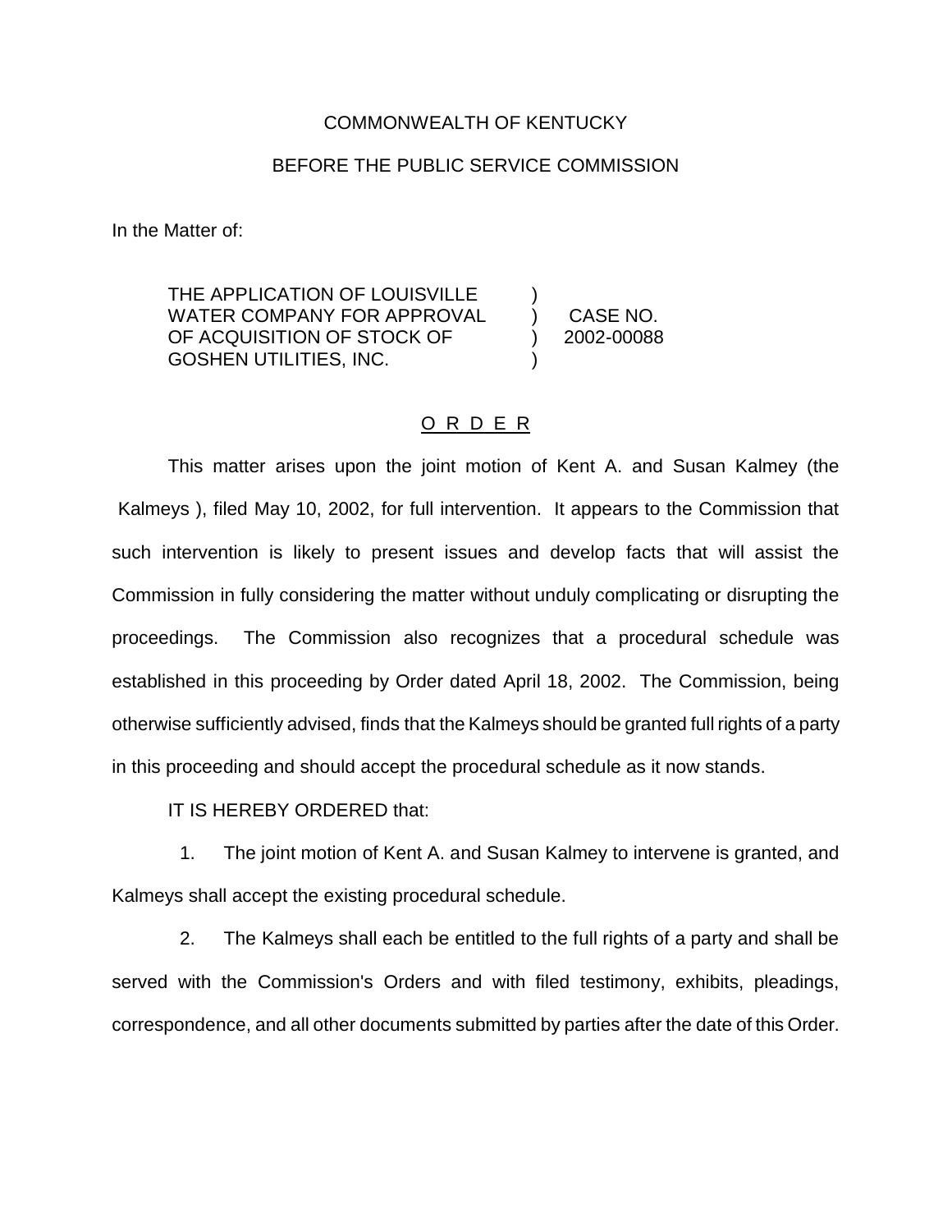COMMONWEALTH OF KENTUCKY

BEFORE THE PUBLIC SERVICE COMMISSION

In the Matter of:

| | | |
|---|---|---|
| THE APPLICATION OF LOUISVILLE WATER COMPANY FOR APPROVAL OF ACQUISITION OF STOCK OF GOSHEN UTILITIES, INC. | ) ) ) ) | CASE NO. 2002-00088 |

## O R D E R

This matter arises upon the joint motion of Kent A. and Susan Kalmey (the Kalmeys ), filed May 10, 2002, for full intervention. It appears to the Commission that such intervention is likely to present issues and develop facts that will assist the Commission in fully considering the matter without unduly complicating or disrupting the proceedings. The Commission also recognizes that a procedural schedule was established in this proceeding by Order dated April 18, 2002. The Commission, being otherwise sufficiently advised, finds that the Kalmeys should be granted full rights of a party in this proceeding and should accept the procedural schedule as it now stands.

IT IS HEREBY ORDERED that:

1. The joint motion of Kent A. and Susan Kalmey to intervene is granted, and Kalmeys shall accept the existing procedural schedule.

2. The Kalmeys shall each be entitled to the full rights of a party and shall be served with the Commission's Orders and with filed testimony, exhibits, pleadings, correspondence, and all other documents submitted by parties after the date of this Order.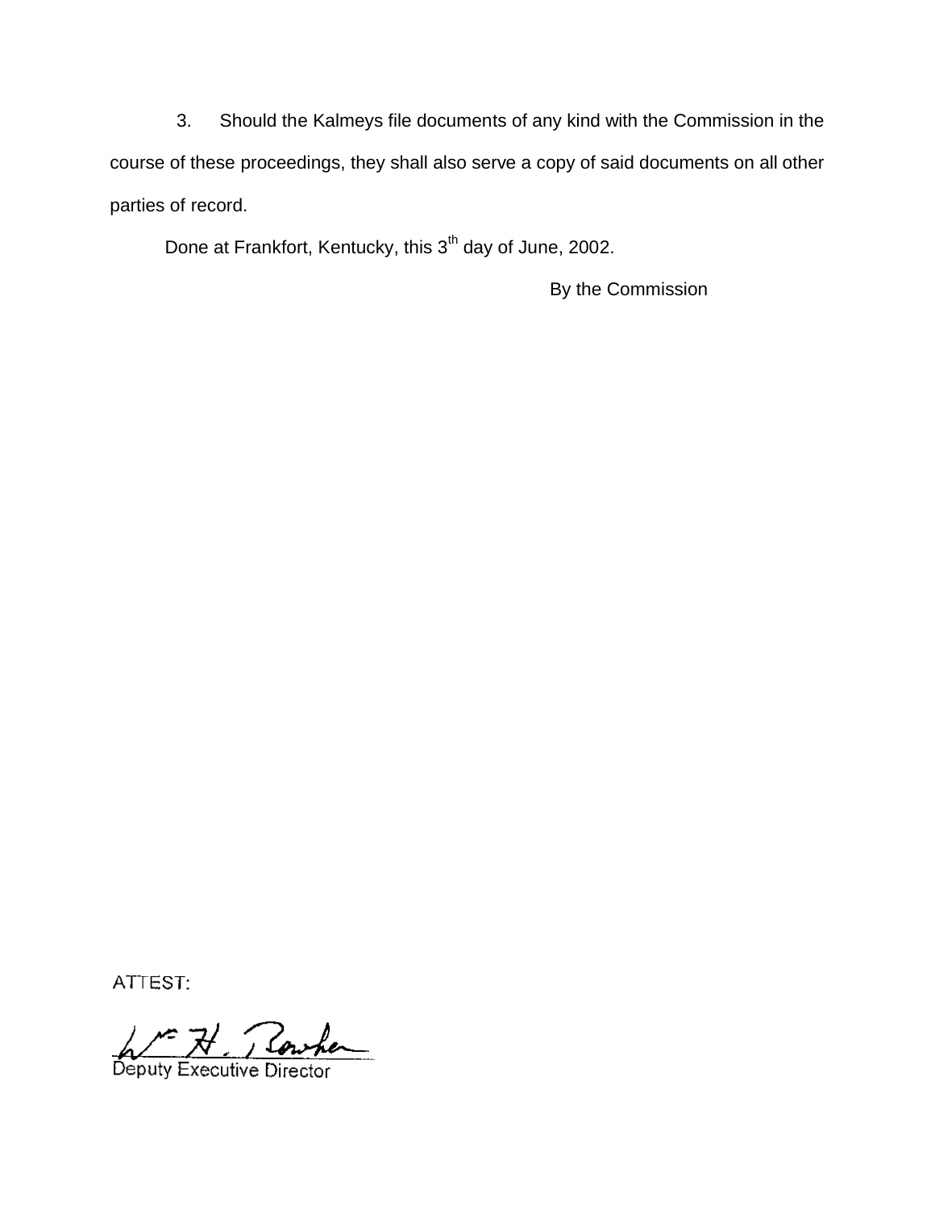3. Should the Kalmeys file documents of any kind with the Commission in the course of these proceedings, they shall also serve a copy of said documents on all other parties of record.

Done at Frankfort, Kentucky, this 3rd day of June, 2002.

By the Commission

ATTEST:

Deputy Executive Director